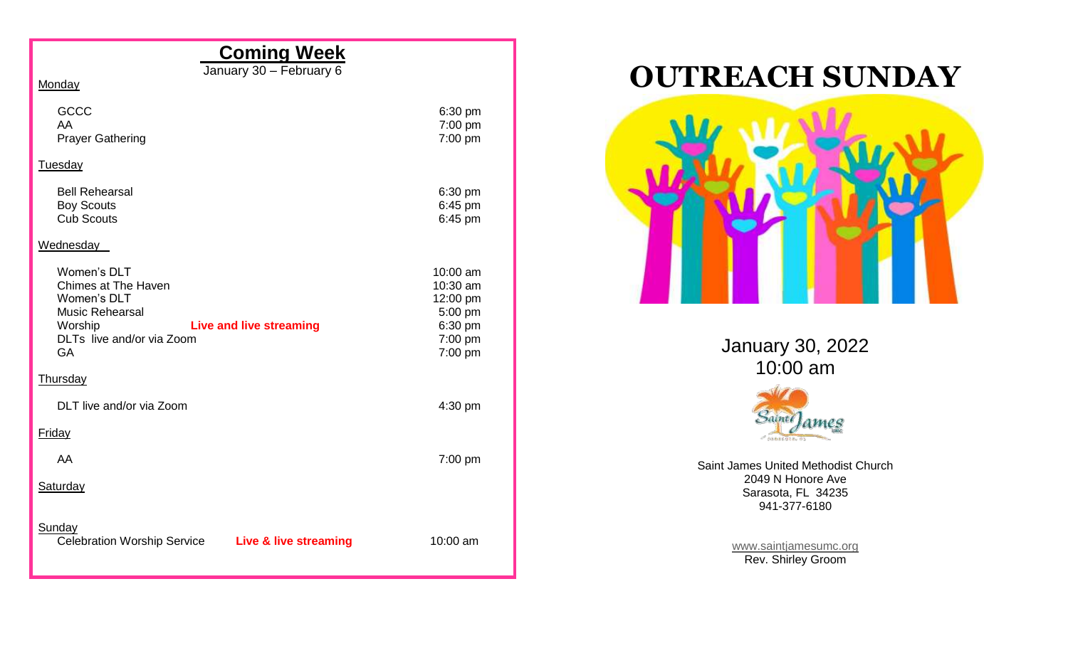## Coming Week

January 30 – February 6

Monday

| | |
|---|---|
| GCCC | 6:30 pm |
| AA | 7:00 pm |
| Prayer Gathering | 7:00 pm |

Tuesday

| | |
|---|---|
| Bell Rehearsal | 6:30 pm |
| Boy Scouts | 6:45 pm |
| Cub Scouts | 6:45 pm |

Wednesday

| | |
|---|---|
| Women's DLT | 10:00 am |
| Chimes at The Haven | 10:30 am |
| Women's DLT | 12:00 pm |
| Music Rehearsal | 5:00 pm |
| Worship **Live and live streaming** | 6:30 pm |
| DLTs live and/or via Zoom | 7:00 pm |
| GA | 7:00 pm |

Thursday

| | |
|---|---|
| DLT live and/or via Zoom | 4:30 pm |

Friday

| | |
|---|---|
| AA | 7:00 pm |

Saturday

Sunday

| | |
|---|---|
| Celebration Worship Service **Live & live streaming** | 10:00 am |

# OUTREACH SUNDAY

January 30, 2022
10:00 am

Saint James United Methodist Church
2049 N Honore Ave
Sarasota, FL 34235
941-377-6180

www.saintjamesumc.org
Rev. Shirley Groom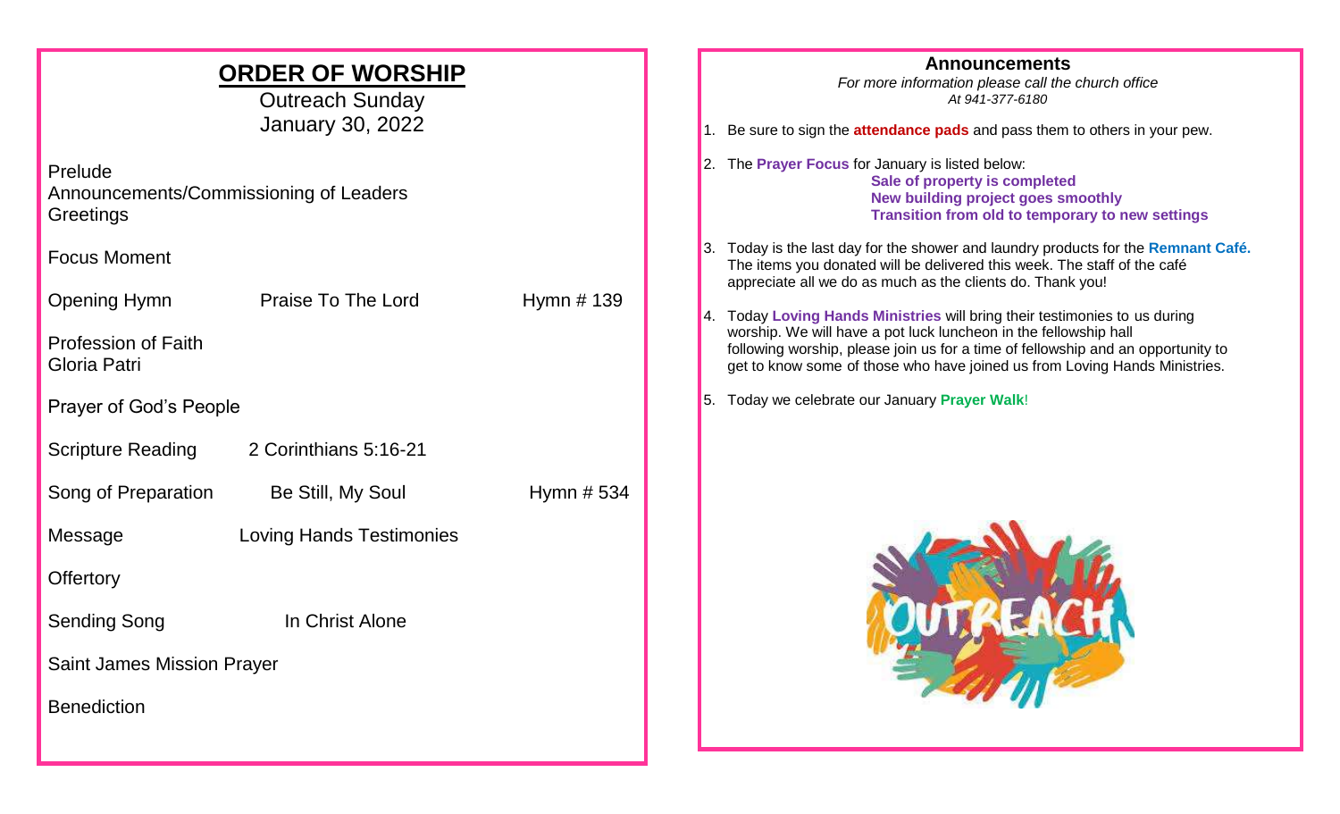# ORDER OF WORSHIP

Outreach Sunday
January 30, 2022

Prelude
Announcements/Commissioning of Leaders
Greetings

Focus Moment

Opening Hymn — Praise To The Lord — Hymn # 139

Profession of Faith
Gloria Patri

Prayer of God's People

Scripture Reading — 2 Corinthians 5:16-21

Song of Preparation — Be Still, My Soul — Hymn # 534

Message — Loving Hands Testimonies

Offertory

Sending Song — In Christ Alone

Saint James Mission Prayer

Benediction

## Announcements

*For more information please call the church office*
*At 941-377-6180*

1. Be sure to sign the **attendance pads** and pass them to others in your pew.
2. The **Prayer Focus** for January is listed below:
   - **Sale of property is completed**
   - **New building project goes smoothly**
   - **Transition from old to temporary to new settings**
3. Today is the last day for the shower and laundry products for the **Remnant Café.** The items you donated will be delivered this week. The staff of the café appreciate all we do as much as the clients do. Thank you!
4. Today **Loving Hands Ministries** will bring their testimonies to us during worship. We will have a pot luck luncheon in the fellowship hall following worship, please join us for a time of fellowship and an opportunity to get to know some of those who have joined us from Loving Hands Ministries.
5. Today we celebrate our January **Prayer Walk**!

OUTREACH